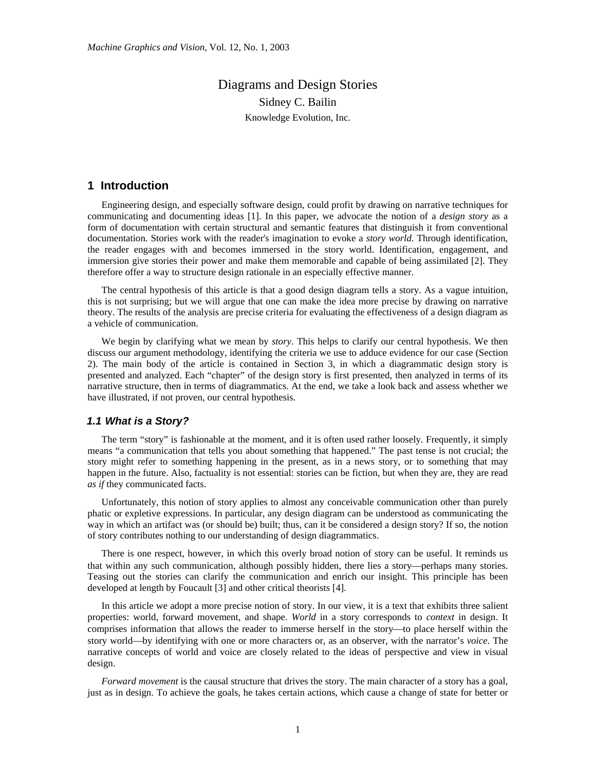# Diagrams and Design Stories

Sidney C. Bailin

Knowledge Evolution, Inc.

## 1 Introduction

Engineering design, and especially software design, could profit by drawing on narrative techniques for communicating and documenting ideas [1]. In this paper, we advocate the notion of a *design story* as a form of documentation with certain structural and semantic features that distinguish it from conventional documentation. Stories work with the reader's imagination to evoke a *story world*. Through identification, the reader engages with and becomes immersed in the story world. Identification, engagement, and immersion give stories their power and make them memorable and capable of being assimilated [2]. They therefore offer a way to structure design rationale in an especially effective manner.

The central hypothesis of this article is that a good design diagram tells a story. As a vague intuition, this is not surprising; but we will argue that one can make the idea more precise by drawing on narrative theory. The results of the analysis are precise criteria for evaluating the effectiveness of a design diagram as a vehicle of communication.

We begin by clarifying what we mean by *story*. This helps to clarify our central hypothesis. We then discuss our argument methodology, identifying the criteria we use to adduce evidence for our case (Section 2). The main body of the article is contained in Section 3, in which a diagrammatic design story is presented and analyzed. Each "chapter" of the design story is first presented, then analyzed in terms of its narrative structure, then in terms of diagrammatics. At the end, we take a look back and assess whether we have illustrated, if not proven, our central hypothesis.

### 1.1 What is a Story?

The term "story" is fashionable at the moment, and it is often used rather loosely. Frequently, it simply means "a communication that tells you about something that happened." The past tense is not crucial; the story might refer to something happening in the present, as in a news story, or to something that may happen in the future. Also, factuality is not essential: stories can be fiction, but when they are, they are read *as if* they communicated facts.

Unfortunately, this notion of story applies to almost any conceivable communication other than purely phatic or expletive expressions. In particular, any design diagram can be understood as communicating the way in which an artifact was (or should be) built; thus, can it be considered a design story? If so, the notion of story contributes nothing to our understanding of design diagrammatics.

There is one respect, however, in which this overly broad notion of story can be useful. It reminds us that within any such communication, although possibly hidden, there lies a story—perhaps many stories. Teasing out the stories can clarify the communication and enrich our insight. This principle has been developed at length by Foucault [3] and other critical theorists [4].

In this article we adopt a more precise notion of story. In our view, it is a text that exhibits three salient properties: world, forward movement, and shape. *World* in a story corresponds to *context* in design. It comprises information that allows the reader to immerse herself in the story—to place herself within the story world—by identifying with one or more characters or, as an observer, with the narrator's *voice*. The narrative concepts of world and voice are closely related to the ideas of perspective and view in visual design.

*Forward movement* is the causal structure that drives the story. The main character of a story has a goal, just as in design. To achieve the goals, he takes certain actions, which cause a change of state for better or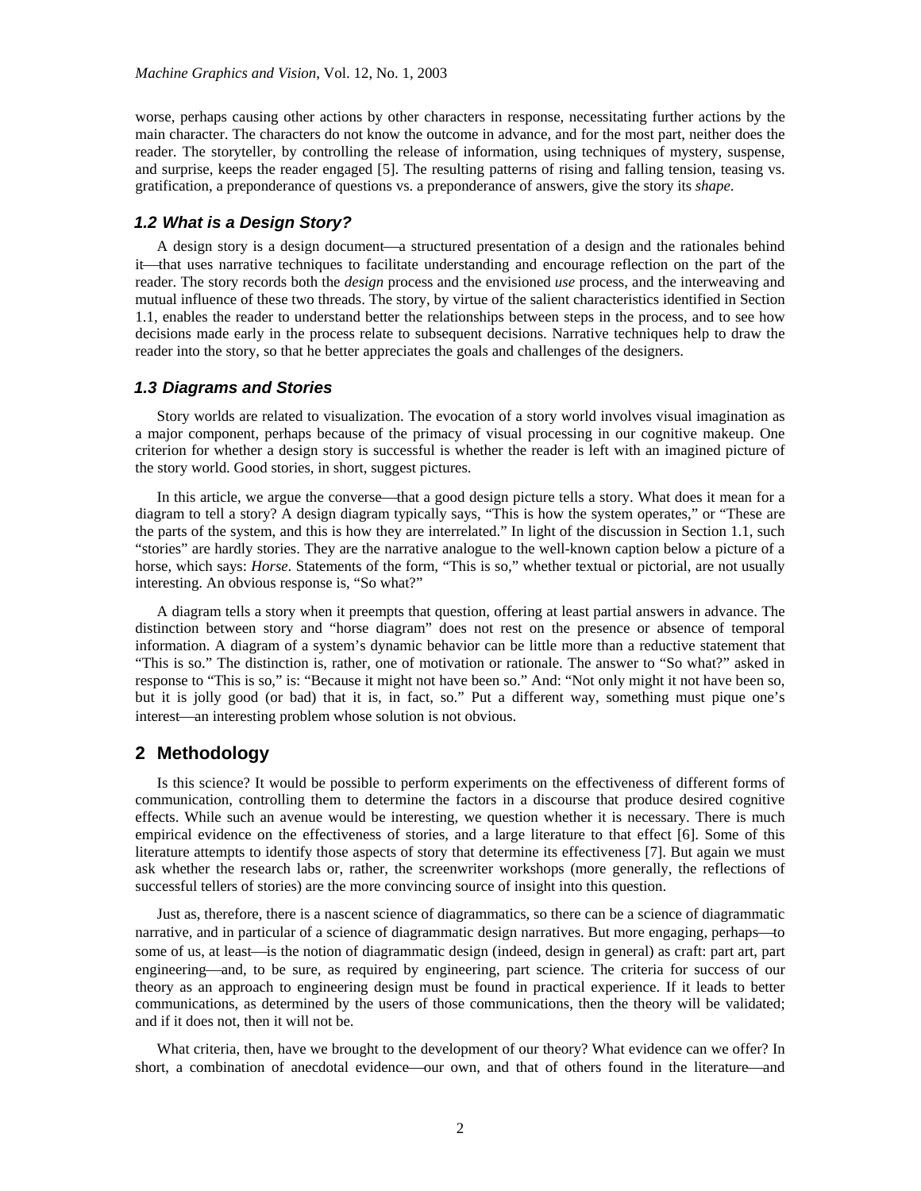worse, perhaps causing other actions by other characters in response, necessitating further actions by the main character. The characters do not know the outcome in advance, and for the most part, neither does the reader. The storyteller, by controlling the release of information, using techniques of mystery, suspense, and surprise, keeps the reader engaged [5]. The resulting patterns of rising and falling tension, teasing vs. gratification, a preponderance of questions vs. a preponderance of answers, give the story its *shape*.

### 1.2 What is a Design Story?

A design story is a design document—a structured presentation of a design and the rationales behind it—that uses narrative techniques to facilitate understanding and encourage reflection on the part of the reader. The story records both the *design* process and the envisioned *use* process, and the interweaving and mutual influence of these two threads. The story, by virtue of the salient characteristics identified in Section 1.1, enables the reader to understand better the relationships between steps in the process, and to see how decisions made early in the process relate to subsequent decisions. Narrative techniques help to draw the reader into the story, so that he better appreciates the goals and challenges of the designers.

### 1.3 Diagrams and Stories

Story worlds are related to visualization. The evocation of a story world involves visual imagination as a major component, perhaps because of the primacy of visual processing in our cognitive makeup. One criterion for whether a design story is successful is whether the reader is left with an imagined picture of the story world. Good stories, in short, suggest pictures.

In this article, we argue the converse—that a good design picture tells a story. What does it mean for a diagram to tell a story? A design diagram typically says, "This is how the system operates," or "These are the parts of the system, and this is how they are interrelated." In light of the discussion in Section 1.1, such "stories" are hardly stories. They are the narrative analogue to the well-known caption below a picture of a horse, which says: *Horse*. Statements of the form, "This is so," whether textual or pictorial, are not usually interesting. An obvious response is, "So what?"

A diagram tells a story when it preempts that question, offering at least partial answers in advance. The distinction between story and "horse diagram" does not rest on the presence or absence of temporal information. A diagram of a system's dynamic behavior can be little more than a reductive statement that "This is so." The distinction is, rather, one of motivation or rationale. The answer to "So what?" asked in response to "This is so," is: "Because it might not have been so." And: "Not only might it not have been so, but it is jolly good (or bad) that it is, in fact, so." Put a different way, something must pique one's interest—an interesting problem whose solution is not obvious.

## 2 Methodology

Is this science? It would be possible to perform experiments on the effectiveness of different forms of communication, controlling them to determine the factors in a discourse that produce desired cognitive effects. While such an avenue would be interesting, we question whether it is necessary. There is much empirical evidence on the effectiveness of stories, and a large literature to that effect [6]. Some of this literature attempts to identify those aspects of story that determine its effectiveness [7]. But again we must ask whether the research labs or, rather, the screenwriter workshops (more generally, the reflections of successful tellers of stories) are the more convincing source of insight into this question.

Just as, therefore, there is a nascent science of diagrammatics, so there can be a science of diagrammatic narrative, and in particular of a science of diagrammatic design narratives. But more engaging, perhaps—to some of us, at least—is the notion of diagrammatic design (indeed, design in general) as craft: part art, part engineering—and, to be sure, as required by engineering, part science. The criteria for success of our theory as an approach to engineering design must be found in practical experience. If it leads to better communications, as determined by the users of those communications, then the theory will be validated; and if it does not, then it will not be.

What criteria, then, have we brought to the development of our theory? What evidence can we offer? In short, a combination of anecdotal evidence—our own, and that of others found in the literature—and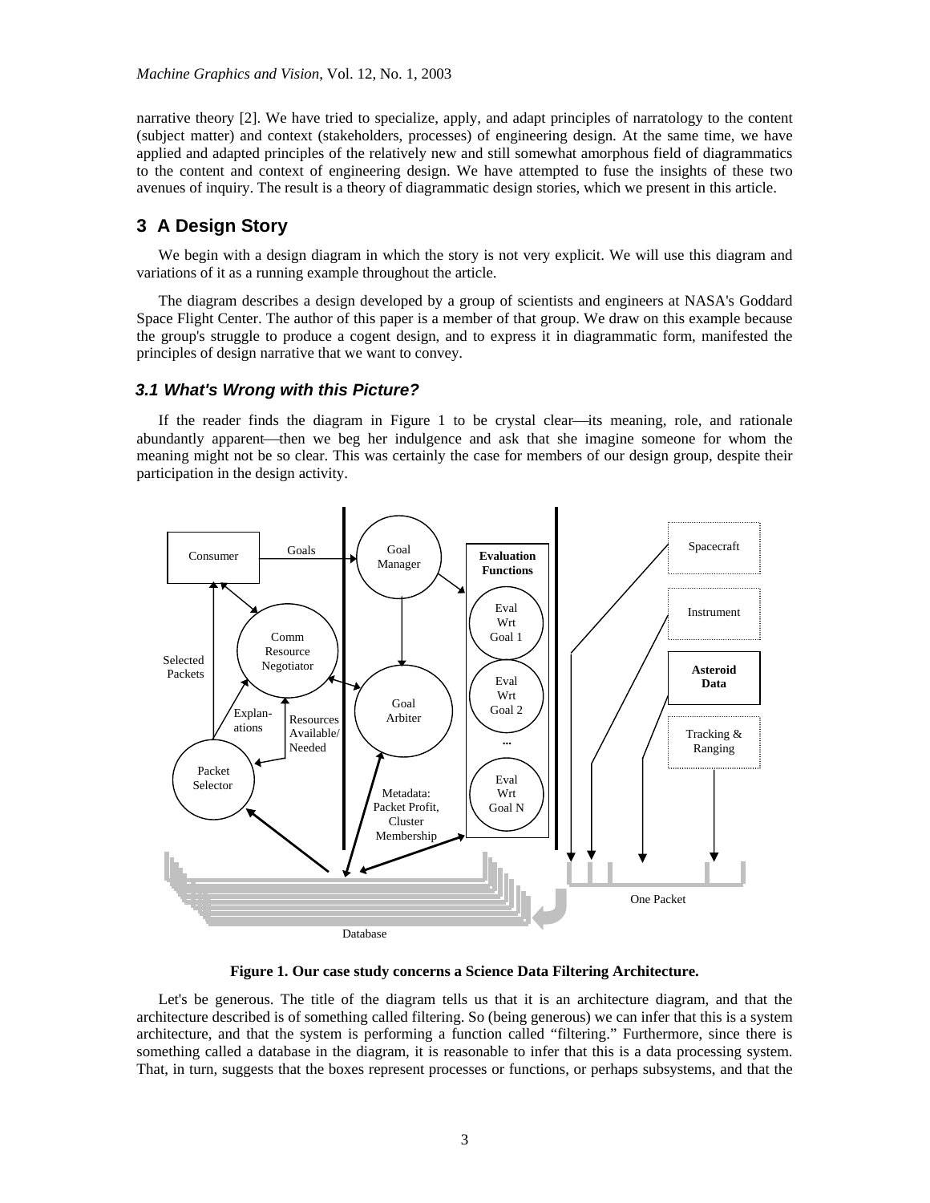narrative theory [2]. We have tried to specialize, apply, and adapt principles of narratology to the content (subject matter) and context (stakeholders, processes) of engineering design. At the same time, we have applied and adapted principles of the relatively new and still somewhat amorphous field of diagrammatics to the content and context of engineering design. We have attempted to fuse the insights of these two avenues of inquiry. The result is a theory of diagrammatic design stories, which we present in this article.

## 3 A Design Story

We begin with a design diagram in which the story is not very explicit. We will use this diagram and variations of it as a running example throughout the article.

The diagram describes a design developed by a group of scientists and engineers at NASA's Goddard Space Flight Center. The author of this paper is a member of that group. We draw on this example because the group's struggle to produce a cogent design, and to express it in diagrammatic form, manifested the principles of design narrative that we want to convey.

### *3.1 What's Wrong with this Picture?*

If the reader finds the diagram in Figure 1 to be crystal clear—its meaning, role, and rationale abundantly apparent—then we beg her indulgence and ask that she imagine someone for whom the meaning might not be so clear. This was certainly the case for members of our design group, despite their participation in the design activity.

**Figure 1. Our case study concerns a Science Data Filtering Architecture.**

Let's be generous. The title of the diagram tells us that it is an architecture diagram, and that the architecture described is of something called filtering. So (being generous) we can infer that this is a system architecture, and that the system is performing a function called "filtering." Furthermore, since there is something called a database in the diagram, it is reasonable to infer that this is a data processing system. That, in turn, suggests that the boxes represent processes or functions, or perhaps subsystems, and that the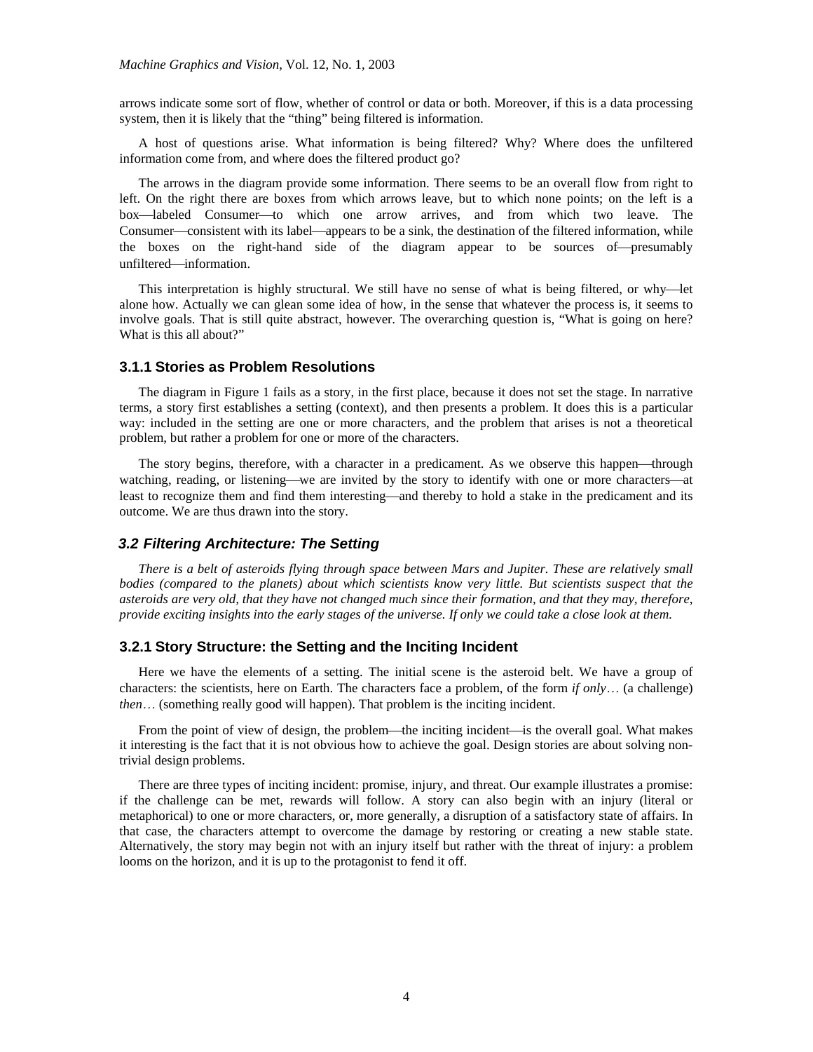arrows indicate some sort of flow, whether of control or data or both. Moreover, if this is a data processing system, then it is likely that the "thing" being filtered is information.

A host of questions arise. What information is being filtered? Why? Where does the unfiltered information come from, and where does the filtered product go?

The arrows in the diagram provide some information. There seems to be an overall flow from right to left. On the right there are boxes from which arrows leave, but to which none points; on the left is a box—labeled Consumer—to which one arrow arrives, and from which two leave. The Consumer—consistent with its label—appears to be a sink, the destination of the filtered information, while the boxes on the right-hand side of the diagram appear to be sources of—presumably unfiltered—information.

This interpretation is highly structural. We still have no sense of what is being filtered, or why—let alone how. Actually we can glean some idea of how, in the sense that whatever the process is, it seems to involve goals. That is still quite abstract, however. The overarching question is, "What is going on here? What is this all about?"

### 3.1.1 Stories as Problem Resolutions

The diagram in Figure 1 fails as a story, in the first place, because it does not set the stage. In narrative terms, a story first establishes a setting (context), and then presents a problem. It does this is a particular way: included in the setting are one or more characters, and the problem that arises is not a theoretical problem, but rather a problem for one or more of the characters.

The story begins, therefore, with a character in a predicament. As we observe this happen—through watching, reading, or listening—we are invited by the story to identify with one or more characters—at least to recognize them and find them interesting—and thereby to hold a stake in the predicament and its outcome. We are thus drawn into the story.

## *3.2 Filtering Architecture: The Setting*

*There is a belt of asteroids flying through space between Mars and Jupiter. These are relatively small bodies (compared to the planets) about which scientists know very little. But scientists suspect that the asteroids are very old, that they have not changed much since their formation, and that they may, therefore, provide exciting insights into the early stages of the universe. If only we could take a close look at them.*

### 3.2.1 Story Structure: the Setting and the Inciting Incident

Here we have the elements of a setting. The initial scene is the asteroid belt. We have a group of characters: the scientists, here on Earth. The characters face a problem, of the form *if only…* (a challenge) *then…* (something really good will happen). That problem is the inciting incident.

From the point of view of design, the problem—the inciting incident—is the overall goal. What makes it interesting is the fact that it is not obvious how to achieve the goal. Design stories are about solving non-trivial design problems.

There are three types of inciting incident: promise, injury, and threat. Our example illustrates a promise: if the challenge can be met, rewards will follow. A story can also begin with an injury (literal or metaphorical) to one or more characters, or, more generally, a disruption of a satisfactory state of affairs. In that case, the characters attempt to overcome the damage by restoring or creating a new stable state. Alternatively, the story may begin not with an injury itself but rather with the threat of injury: a problem looms on the horizon, and it is up to the protagonist to fend it off.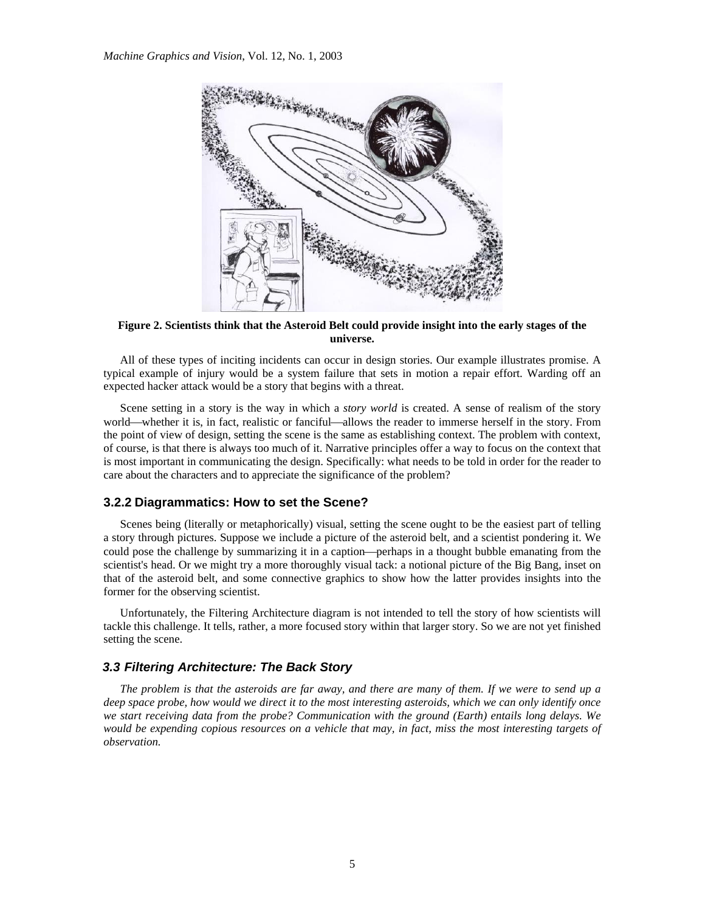**Figure 2. Scientists think that the Asteroid Belt could provide insight into the early stages of the universe.**

All of these types of inciting incidents can occur in design stories. Our example illustrates promise. A typical example of injury would be a system failure that sets in motion a repair effort. Warding off an expected hacker attack would be a story that begins with a threat.

Scene setting in a story is the way in which a *story world* is created. A sense of realism of the story world—whether it is, in fact, realistic or fanciful—allows the reader to immerse herself in the story. From the point of view of design, setting the scene is the same as establishing context. The problem with context, of course, is that there is always too much of it. Narrative principles offer a way to focus on the context that is most important in communicating the design. Specifically: what needs to be told in order for the reader to care about the characters and to appreciate the significance of the problem?

### 3.2.2 Diagrammatics: How to set the Scene?

Scenes being (literally or metaphorically) visual, setting the scene ought to be the easiest part of telling a story through pictures. Suppose we include a picture of the asteroid belt, and a scientist pondering it. We could pose the challenge by summarizing it in a caption—perhaps in a thought bubble emanating from the scientist's head. Or we might try a more thoroughly visual tack: a notional picture of the Big Bang, inset on that of the asteroid belt, and some connective graphics to show how the latter provides insights into the former for the observing scientist.

Unfortunately, the Filtering Architecture diagram is not intended to tell the story of how scientists will tackle this challenge. It tells, rather, a more focused story within that larger story. So we are not yet finished setting the scene.

## *3.3 Filtering Architecture: The Back Story*

*The problem is that the asteroids are far away, and there are many of them. If we were to send up a deep space probe, how would we direct it to the most interesting asteroids, which we can only identify once we start receiving data from the probe? Communication with the ground (Earth) entails long delays. We would be expending copious resources on a vehicle that may, in fact, miss the most interesting targets of observation.*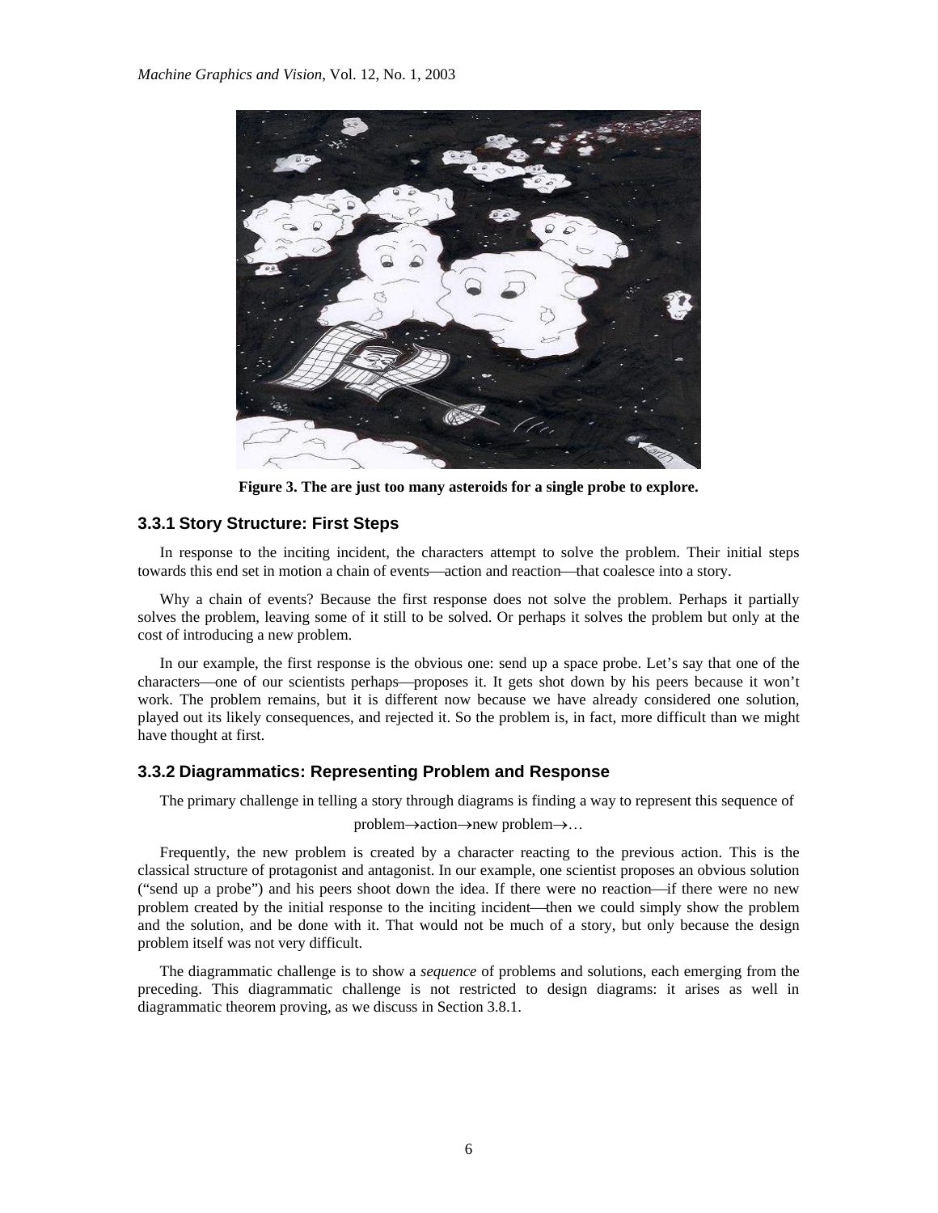**Figure 3. The are just too many asteroids for a single probe to explore.**

### 3.3.1 Story Structure: First Steps

In response to the inciting incident, the characters attempt to solve the problem. Their initial steps towards this end set in motion a chain of events—action and reaction—that coalesce into a story.

Why a chain of events? Because the first response does not solve the problem. Perhaps it partially solves the problem, leaving some of it still to be solved. Or perhaps it solves the problem but only at the cost of introducing a new problem.

In our example, the first response is the obvious one: send up a space probe. Let's say that one of the characters—one of our scientists perhaps—proposes it. It gets shot down by his peers because it won't work. The problem remains, but it is different now because we have already considered one solution, played out its likely consequences, and rejected it. So the problem is, in fact, more difficult than we might have thought at first.

### 3.3.2 Diagrammatics: Representing Problem and Response

The primary challenge in telling a story through diagrams is finding a way to represent this sequence of

problem→action→new problem→…

Frequently, the new problem is created by a character reacting to the previous action. This is the classical structure of protagonist and antagonist. In our example, one scientist proposes an obvious solution ("send up a probe") and his peers shoot down the idea. If there were no reaction—if there were no new problem created by the initial response to the inciting incident—then we could simply show the problem and the solution, and be done with it. That would not be much of a story, but only because the design problem itself was not very difficult.

The diagrammatic challenge is to show a *sequence* of problems and solutions, each emerging from the preceding. This diagrammatic challenge is not restricted to design diagrams: it arises as well in diagrammatic theorem proving, as we discuss in Section 3.8.1.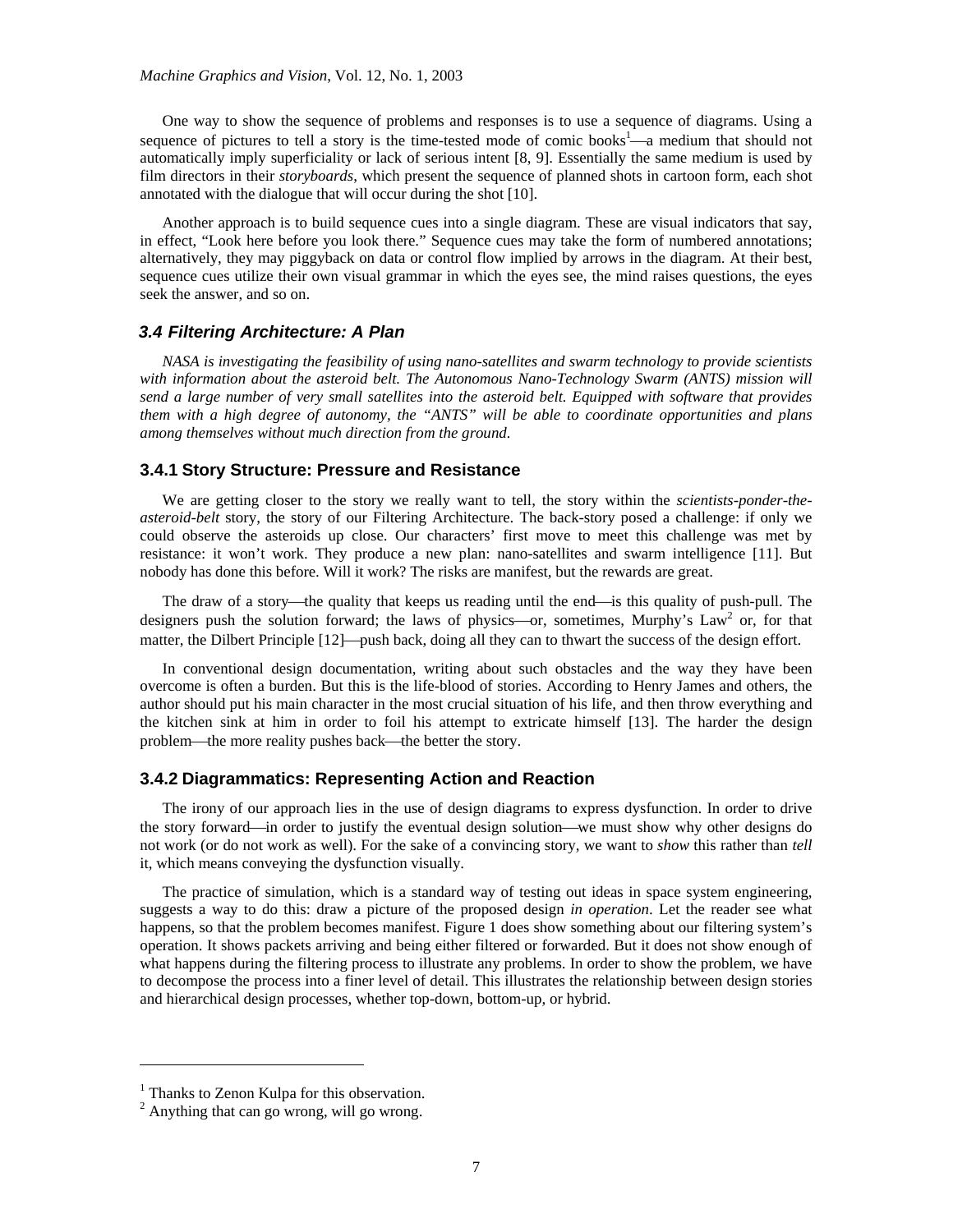One way to show the sequence of problems and responses is to use a sequence of diagrams. Using a sequence of pictures to tell a story is the time-tested mode of comic books[1]—a medium that should not automatically imply superficiality or lack of serious intent [8, 9]. Essentially the same medium is used by film directors in their *storyboards*, which present the sequence of planned shots in cartoon form, each shot annotated with the dialogue that will occur during the shot [10].

Another approach is to build sequence cues into a single diagram. These are visual indicators that say, in effect, "Look here before you look there." Sequence cues may take the form of numbered annotations; alternatively, they may piggyback on data or control flow implied by arrows in the diagram. At their best, sequence cues utilize their own visual grammar in which the eyes see, the mind raises questions, the eyes seek the answer, and so on.

### *3.4 Filtering Architecture: A Plan*

*NASA is investigating the feasibility of using nano-satellites and swarm technology to provide scientists with information about the asteroid belt. The Autonomous Nano-Technology Swarm (ANTS) mission will send a large number of very small satellites into the asteroid belt. Equipped with software that provides them with a high degree of autonomy, the "ANTS" will be able to coordinate opportunities and plans among themselves without much direction from the ground.*

#### 3.4.1 Story Structure: Pressure and Resistance

We are getting closer to the story we really want to tell, the story within the *scientists-ponder-the-asteroid-belt* story, the story of our Filtering Architecture. The back-story posed a challenge: if only we could observe the asteroids up close. Our characters' first move to meet this challenge was met by resistance: it won't work. They produce a new plan: nano-satellites and swarm intelligence [11]. But nobody has done this before. Will it work? The risks are manifest, but the rewards are great.

The draw of a story—the quality that keeps us reading until the end—is this quality of push-pull. The designers push the solution forward; the laws of physics—or, sometimes, Murphy's Law[2] or, for that matter, the Dilbert Principle [12]—push back, doing all they can to thwart the success of the design effort.

In conventional design documentation, writing about such obstacles and the way they have been overcome is often a burden. But this is the life-blood of stories. According to Henry James and others, the author should put his main character in the most crucial situation of his life, and then throw everything and the kitchen sink at him in order to foil his attempt to extricate himself [13]. The harder the design problem—the more reality pushes back—the better the story.

#### 3.4.2 Diagrammatics: Representing Action and Reaction

The irony of our approach lies in the use of design diagrams to express dysfunction. In order to drive the story forward—in order to justify the eventual design solution—we must show why other designs do not work (or do not work as well). For the sake of a convincing story, we want to *show* this rather than *tell* it, which means conveying the dysfunction visually.

The practice of simulation, which is a standard way of testing out ideas in space system engineering, suggests a way to do this: draw a picture of the proposed design *in operation*. Let the reader see what happens, so that the problem becomes manifest. Figure 1 does show something about our filtering system's operation. It shows packets arriving and being either filtered or forwarded. But it does not show enough of what happens during the filtering process to illustrate any problems. In order to show the problem, we have to decompose the process into a finer level of detail. This illustrates the relationship between design stories and hierarchical design processes, whether top-down, bottom-up, or hybrid.

---

[1] Thanks to Zenon Kulpa for this observation.

[2] Anything that can go wrong, will go wrong.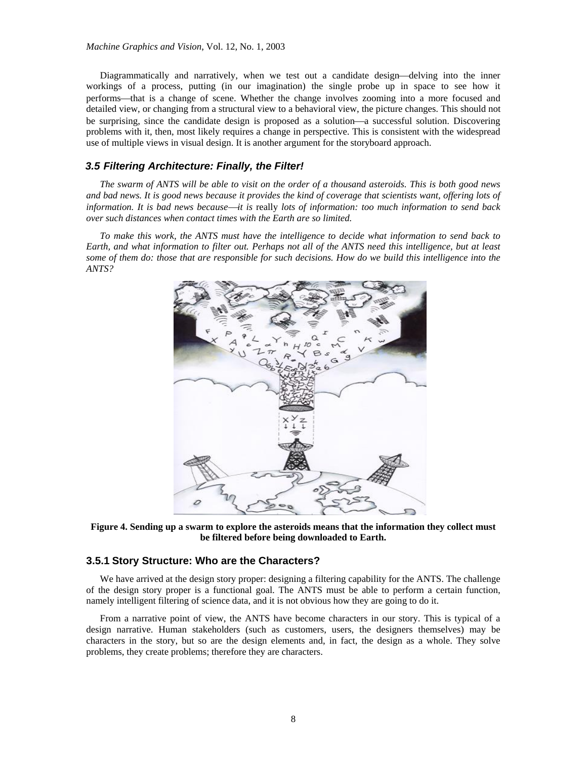Diagrammatically and narratively, when we test out a candidate design—delving into the inner workings of a process, putting (in our imagination) the single probe up in space to see how it performs—that is a change of scene. Whether the change involves zooming into a more focused and detailed view, or changing from a structural view to a behavioral view, the picture changes. This should not be surprising, since the candidate design is proposed as a solution—a successful solution. Discovering problems with it, then, most likely requires a change in perspective. This is consistent with the widespread use of multiple views in visual design. It is another argument for the storyboard approach.

### *3.5 Filtering Architecture: Finally, the Filter!*

*The swarm of ANTS will be able to visit on the order of a thousand asteroids. This is both good news and bad news. It is good news because it provides the kind of coverage that scientists want, offering lots of information. It is bad news because—it is* really *lots of information: too much information to send back over such distances when contact times with the Earth are so limited.*

*To make this work, the ANTS must have the intelligence to decide what information to send back to Earth, and what information to filter out. Perhaps not all of the ANTS need this intelligence, but at least some of them do: those that are responsible for such decisions. How do we build this intelligence into the ANTS?*

**Figure 4. Sending up a swarm to explore the asteroids means that the information they collect must be filtered before being downloaded to Earth.**

#### 3.5.1 Story Structure: Who are the Characters?

We have arrived at the design story proper: designing a filtering capability for the ANTS. The challenge of the design story proper is a functional goal. The ANTS must be able to perform a certain function, namely intelligent filtering of science data, and it is not obvious how they are going to do it.

From a narrative point of view, the ANTS have become characters in our story. This is typical of a design narrative. Human stakeholders (such as customers, users, the designers themselves) may be characters in the story, but so are the design elements and, in fact, the design as a whole. They solve problems, they create problems; therefore they are characters.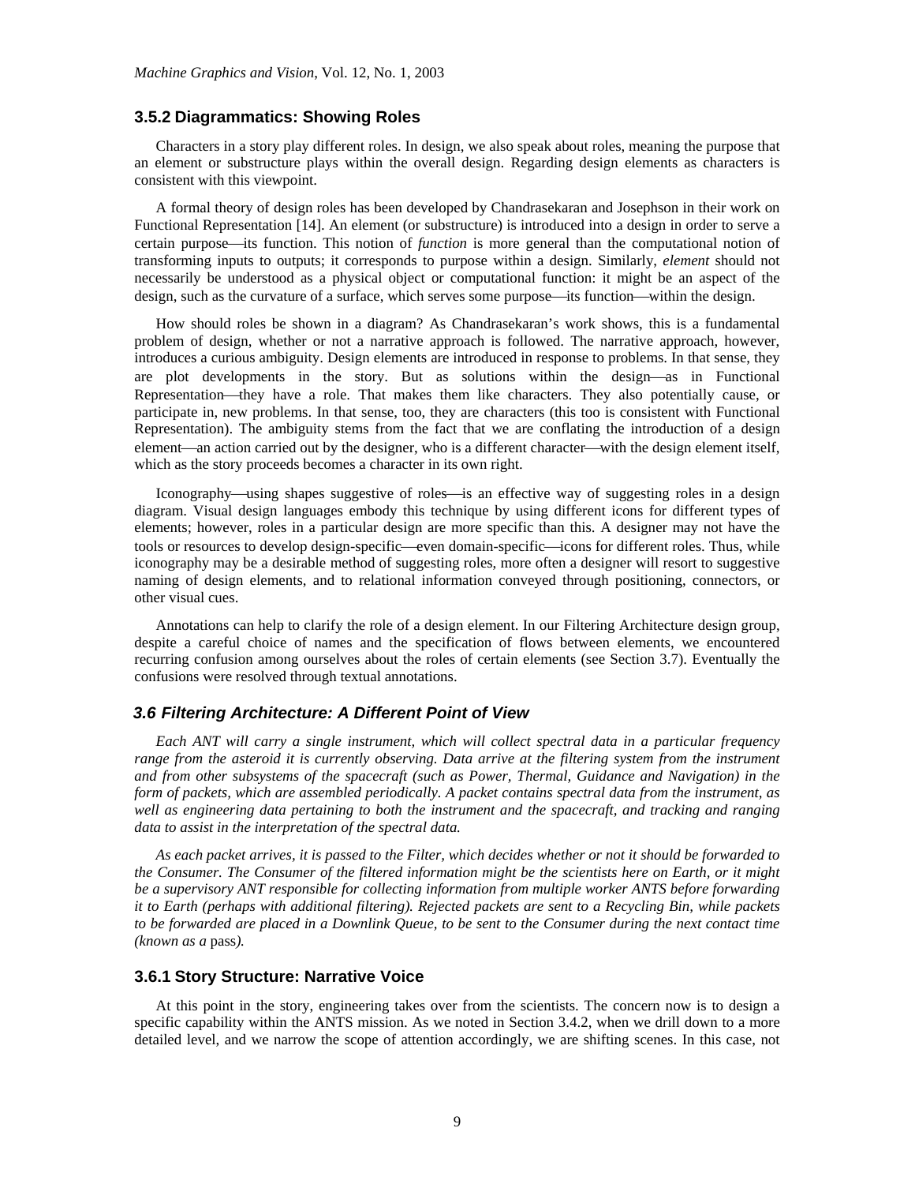### 3.5.2 Diagrammatics: Showing Roles

Characters in a story play different roles. In design, we also speak about roles, meaning the purpose that an element or substructure plays within the overall design. Regarding design elements as characters is consistent with this viewpoint.

A formal theory of design roles has been developed by Chandrasekaran and Josephson in their work on Functional Representation [14]. An element (or substructure) is introduced into a design in order to serve a certain purpose—its function. This notion of *function* is more general than the computational notion of transforming inputs to outputs; it corresponds to purpose within a design. Similarly, *element* should not necessarily be understood as a physical object or computational function: it might be an aspect of the design, such as the curvature of a surface, which serves some purpose—its function—within the design.

How should roles be shown in a diagram? As Chandrasekaran's work shows, this is a fundamental problem of design, whether or not a narrative approach is followed. The narrative approach, however, introduces a curious ambiguity. Design elements are introduced in response to problems. In that sense, they are plot developments in the story. But as solutions within the design—as in Functional Representation—they have a role. That makes them like characters. They also potentially cause, or participate in, new problems. In that sense, too, they are characters (this too is consistent with Functional Representation). The ambiguity stems from the fact that we are conflating the introduction of a design element—an action carried out by the designer, who is a different character—with the design element itself, which as the story proceeds becomes a character in its own right.

Iconography—using shapes suggestive of roles—is an effective way of suggesting roles in a design diagram. Visual design languages embody this technique by using different icons for different types of elements; however, roles in a particular design are more specific than this. A designer may not have the tools or resources to develop design-specific—even domain-specific—icons for different roles. Thus, while iconography may be a desirable method of suggesting roles, more often a designer will resort to suggestive naming of design elements, and to relational information conveyed through positioning, connectors, or other visual cues.

Annotations can help to clarify the role of a design element. In our Filtering Architecture design group, despite a careful choice of names and the specification of flows between elements, we encountered recurring confusion among ourselves about the roles of certain elements (see Section 3.7). Eventually the confusions were resolved through textual annotations.

## *3.6 Filtering Architecture: A Different Point of View*

*Each ANT will carry a single instrument, which will collect spectral data in a particular frequency range from the asteroid it is currently observing. Data arrive at the filtering system from the instrument and from other subsystems of the spacecraft (such as Power, Thermal, Guidance and Navigation) in the form of packets, which are assembled periodically. A packet contains spectral data from the instrument, as well as engineering data pertaining to both the instrument and the spacecraft, and tracking and ranging data to assist in the interpretation of the spectral data.*

*As each packet arrives, it is passed to the Filter, which decides whether or not it should be forwarded to the Consumer. The Consumer of the filtered information might be the scientists here on Earth, or it might be a supervisory ANT responsible for collecting information from multiple worker ANTS before forwarding it to Earth (perhaps with additional filtering). Rejected packets are sent to a Recycling Bin, while packets to be forwarded are placed in a Downlink Queue, to be sent to the Consumer during the next contact time (known as a* pass*).*

### 3.6.1 Story Structure: Narrative Voice

At this point in the story, engineering takes over from the scientists. The concern now is to design a specific capability within the ANTS mission. As we noted in Section 3.4.2, when we drill down to a more detailed level, and we narrow the scope of attention accordingly, we are shifting scenes. In this case, not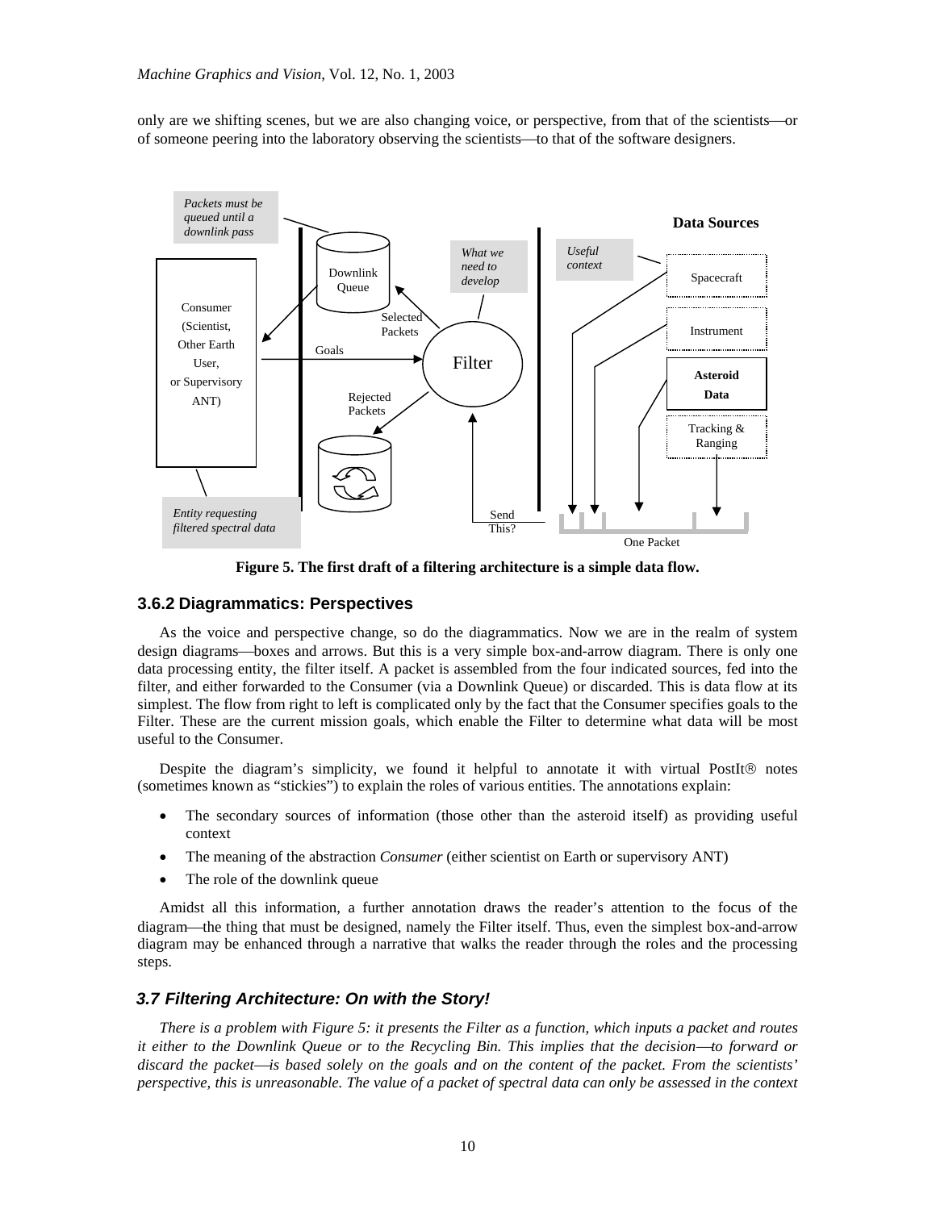only are we shifting scenes, but we are also changing voice, or perspective, from that of the scientists—or of someone peering into the laboratory observing the scientists—to that of the software designers.

**Figure 5. The first draft of a filtering architecture is a simple data flow.**

### 3.6.2 Diagrammatics: Perspectives

As the voice and perspective change, so do the diagrammatics. Now we are in the realm of system design diagrams—boxes and arrows. But this is a very simple box-and-arrow diagram. There is only one data processing entity, the filter itself. A packet is assembled from the four indicated sources, fed into the filter, and either forwarded to the Consumer (via a Downlink Queue) or discarded. This is data flow at its simplest. The flow from right to left is complicated only by the fact that the Consumer specifies goals to the Filter. These are the current mission goals, which enable the Filter to determine what data will be most useful to the Consumer.

Despite the diagram's simplicity, we found it helpful to annotate it with virtual PostIt® notes (sometimes known as "stickies") to explain the roles of various entities. The annotations explain:

- The secondary sources of information (those other than the asteroid itself) as providing useful context
- The meaning of the abstraction *Consumer* (either scientist on Earth or supervisory ANT)
- The role of the downlink queue

Amidst all this information, a further annotation draws the reader's attention to the focus of the diagram—the thing that must be designed, namely the Filter itself. Thus, even the simplest box-and-arrow diagram may be enhanced through a narrative that walks the reader through the roles and the processing steps.

## *3.7 Filtering Architecture: On with the Story!*

*There is a problem with Figure 5: it presents the Filter as a function, which inputs a packet and routes it either to the Downlink Queue or to the Recycling Bin. This implies that the decision—to forward or discard the packet—is based solely on the goals and on the content of the packet. From the scientists' perspective, this is unreasonable. The value of a packet of spectral data can only be assessed in the context*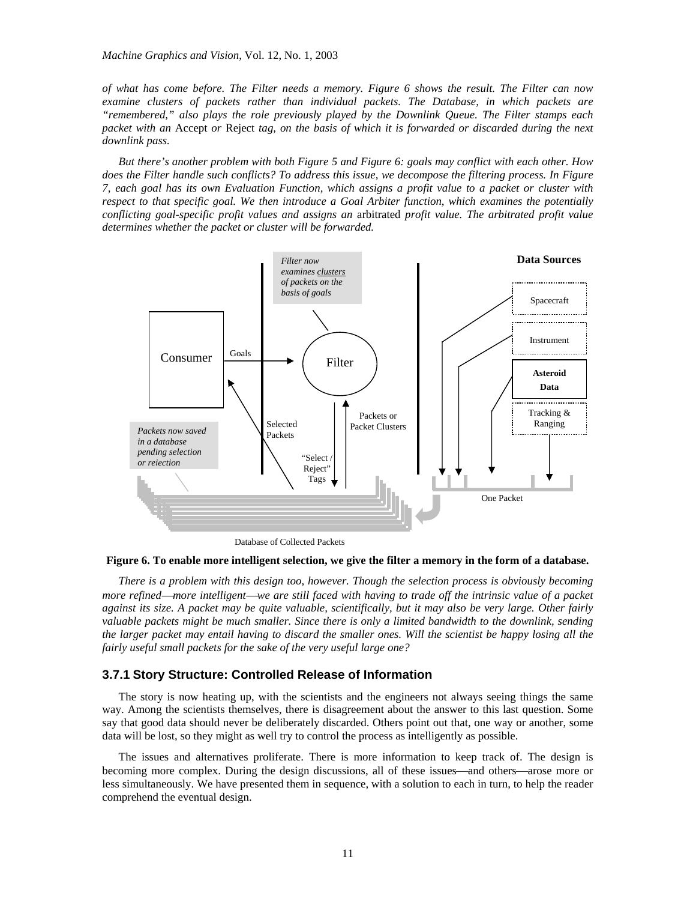*of what has come before. The Filter needs a memory. Figure 6 shows the result. The Filter can now examine clusters of packets rather than individual packets. The Database, in which packets are "remembered," also plays the role previously played by the Downlink Queue. The Filter stamps each packet with an* Accept *or* Reject *tag, on the basis of which it is forwarded or discarded during the next downlink pass.*

*But there's another problem with both Figure 5 and Figure 6: goals may conflict with each other. How does the Filter handle such conflicts? To address this issue, we decompose the filtering process. In Figure 7, each goal has its own Evaluation Function, which assigns a profit value to a packet or cluster with respect to that specific goal. We then introduce a Goal Arbiter function, which examines the potentially conflicting goal-specific profit values and assigns an* arbitrated *profit value. The arbitrated profit value determines whether the packet or cluster will be forwarded.*

**Figure 6. To enable more intelligent selection, we give the filter a memory in the form of a database.**

*There is a problem with this design too, however. Though the selection process is obviously becoming more refined—more intelligent—we are still faced with having to trade off the intrinsic value of a packet against its size. A packet may be quite valuable, scientifically, but it may also be very large. Other fairly valuable packets might be much smaller. Since there is only a limited bandwidth to the downlink, sending the larger packet may entail having to discard the smaller ones. Will the scientist be happy losing all the fairly useful small packets for the sake of the very useful large one?*

### 3.7.1 Story Structure: Controlled Release of Information

The story is now heating up, with the scientists and the engineers not always seeing things the same way. Among the scientists themselves, there is disagreement about the answer to this last question. Some say that good data should never be deliberately discarded. Others point out that, one way or another, some data will be lost, so they might as well try to control the process as intelligently as possible.

The issues and alternatives proliferate. There is more information to keep track of. The design is becoming more complex. During the design discussions, all of these issues—and others—arose more or less simultaneously. We have presented them in sequence, with a solution to each in turn, to help the reader comprehend the eventual design.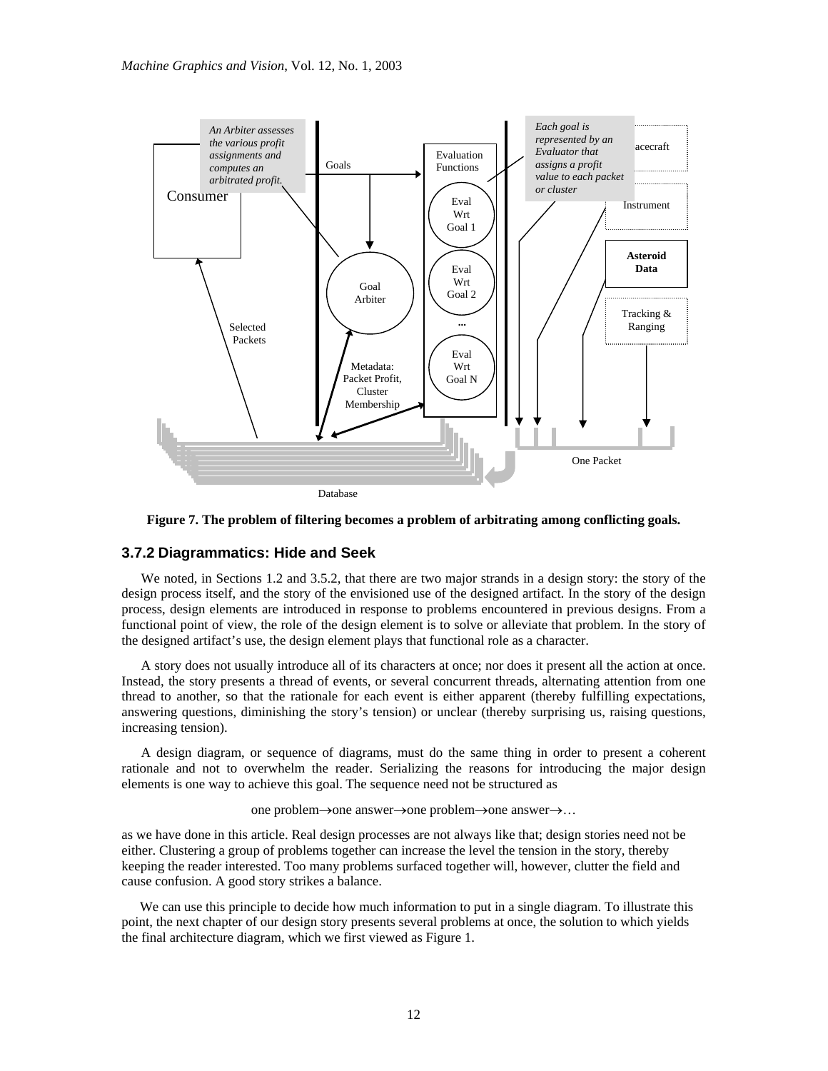Figure 7. The problem of filtering becomes a problem of arbitrating among conflicting goals.

### 3.7.2 Diagrammatics: Hide and Seek

We noted, in Sections 1.2 and 3.5.2, that there are two major strands in a design story: the story of the design process itself, and the story of the envisioned use of the designed artifact. In the story of the design process, design elements are introduced in response to problems encountered in previous designs. From a functional point of view, the role of the design element is to solve or alleviate that problem. In the story of the designed artifact's use, the design element plays that functional role as a character.

A story does not usually introduce all of its characters at once; nor does it present all the action at once. Instead, the story presents a thread of events, or several concurrent threads, alternating attention from one thread to another, so that the rationale for each event is either apparent (thereby fulfilling expectations, answering questions, diminishing the story's tension) or unclear (thereby surprising us, raising questions, increasing tension).

A design diagram, or sequence of diagrams, must do the same thing in order to present a coherent rationale and not to overwhelm the reader. Serializing the reasons for introducing the major design elements is one way to achieve this goal. The sequence need not be structured as

one problem→one answer→one problem→one answer→…

as we have done in this article. Real design processes are not always like that; design stories need not be either. Clustering a group of problems together can increase the level the tension in the story, thereby keeping the reader interested. Too many problems surfaced together will, however, clutter the field and cause confusion. A good story strikes a balance.

We can use this principle to decide how much information to put in a single diagram. To illustrate this point, the next chapter of our design story presents several problems at once, the solution to which yields the final architecture diagram, which we first viewed as Figure 1.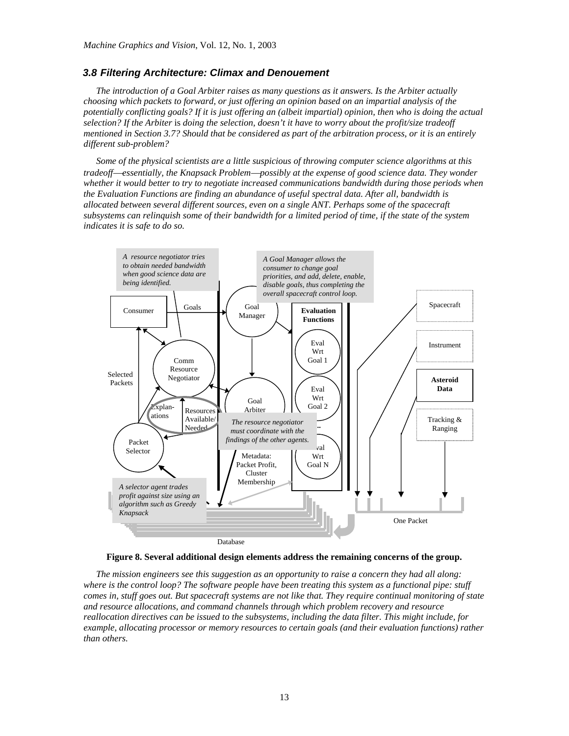### *3.8 Filtering Architecture: Climax and Denouement*

*The introduction of a Goal Arbiter raises as many questions as it answers. Is the Arbiter actually choosing which packets to forward, or just offering an opinion based on an impartial analysis of the potentially conflicting goals? If it is just offering an (albeit impartial) opinion, then who is doing the actual selection? If the Arbiter* is *doing the selection, doesn't it have to worry about the profit/size tradeoff mentioned in Section 3.7? Should that be considered as part of the arbitration process, or it is an entirely different sub-problem?*

*Some of the physical scientists are a little suspicious of throwing computer science algorithms at this tradeoff—essentially, the Knapsack Problem—possibly at the expense of good science data. They wonder whether it would better to try to negotiate increased communications bandwidth during those periods when the Evaluation Functions are finding an abundance of useful spectral data. After all, bandwidth is allocated between several different sources, even on a single ANT. Perhaps some of the spacecraft subsystems can relinquish some of their bandwidth for a limited period of time, if the state of the system indicates it is safe to do so.*

**Figure 8. Several additional design elements address the remaining concerns of the group.**

*The mission engineers see this suggestion as an opportunity to raise a concern they had all along: where is the control loop? The software people have been treating this system as a functional pipe: stuff comes in, stuff goes out. But spacecraft systems are not like that. They require continual monitoring of state and resource allocations, and command channels through which problem recovery and resource reallocation directives can be issued to the subsystems, including the data filter. This might include, for example, allocating processor or memory resources to certain goals (and their evaluation functions) rather than others.*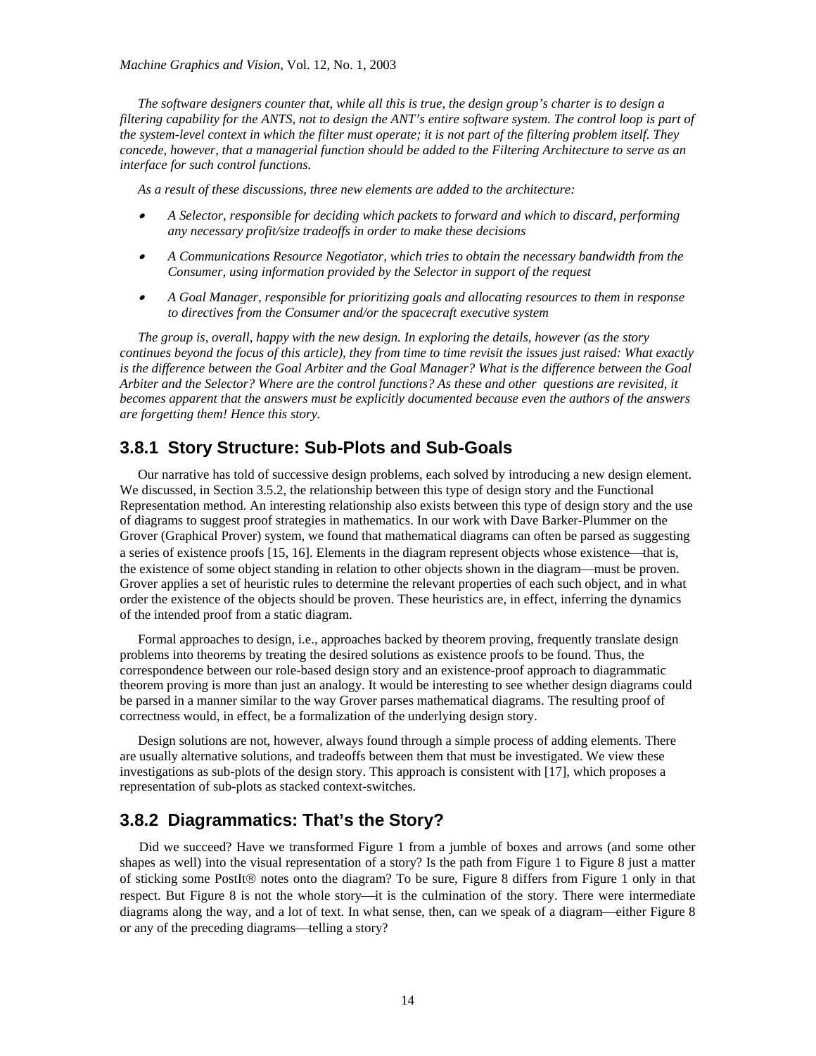*The software designers counter that, while all this is true, the design group's charter is to design a filtering capability for the ANTS, not to design the ANT's entire software system. The control loop is part of the system-level context in which the filter must operate; it is not part of the filtering problem itself. They concede, however, that a managerial function should be added to the Filtering Architecture to serve as an interface for such control functions.*

*As a result of these discussions, three new elements are added to the architecture:*

- *A Selector, responsible for deciding which packets to forward and which to discard, performing any necessary profit/size tradeoffs in order to make these decisions*
- *A Communications Resource Negotiator, which tries to obtain the necessary bandwidth from the Consumer, using information provided by the Selector in support of the request*
- *A Goal Manager, responsible for prioritizing goals and allocating resources to them in response to directives from the Consumer and/or the spacecraft executive system*

*The group is, overall, happy with the new design. In exploring the details, however (as the story continues beyond the focus of this article), they from time to time revisit the issues just raised: What exactly is the difference between the Goal Arbiter and the Goal Manager? What is the difference between the Goal Arbiter and the Selector? Where are the control functions? As these and other questions are revisited, it becomes apparent that the answers must be explicitly documented because even the authors of the answers are forgetting them! Hence this story.*

### 3.8.1 Story Structure: Sub-Plots and Sub-Goals

Our narrative has told of successive design problems, each solved by introducing a new design element. We discussed, in Section 3.5.2, the relationship between this type of design story and the Functional Representation method. An interesting relationship also exists between this type of design story and the use of diagrams to suggest proof strategies in mathematics. In our work with Dave Barker-Plummer on the Grover (Graphical Prover) system, we found that mathematical diagrams can often be parsed as suggesting a series of existence proofs [15, 16]. Elements in the diagram represent objects whose existence—that is, the existence of some object standing in relation to other objects shown in the diagram—must be proven. Grover applies a set of heuristic rules to determine the relevant properties of each such object, and in what order the existence of the objects should be proven. These heuristics are, in effect, inferring the dynamics of the intended proof from a static diagram.

Formal approaches to design, i.e., approaches backed by theorem proving, frequently translate design problems into theorems by treating the desired solutions as existence proofs to be found. Thus, the correspondence between our role-based design story and an existence-proof approach to diagrammatic theorem proving is more than just an analogy. It would be interesting to see whether design diagrams could be parsed in a manner similar to the way Grover parses mathematical diagrams. The resulting proof of correctness would, in effect, be a formalization of the underlying design story.

Design solutions are not, however, always found through a simple process of adding elements. There are usually alternative solutions, and tradeoffs between them that must be investigated. We view these investigations as sub-plots of the design story. This approach is consistent with [17], which proposes a representation of sub-plots as stacked context-switches.

### 3.8.2 Diagrammatics: That's the Story?

Did we succeed? Have we transformed Figure 1 from a jumble of boxes and arrows (and some other shapes as well) into the visual representation of a story? Is the path from Figure 1 to Figure 8 just a matter of sticking some PostIt® notes onto the diagram? To be sure, Figure 8 differs from Figure 1 only in that respect. But Figure 8 is not the whole story—it is the culmination of the story. There were intermediate diagrams along the way, and a lot of text. In what sense, then, can we speak of a diagram—either Figure 8 or any of the preceding diagrams—telling a story?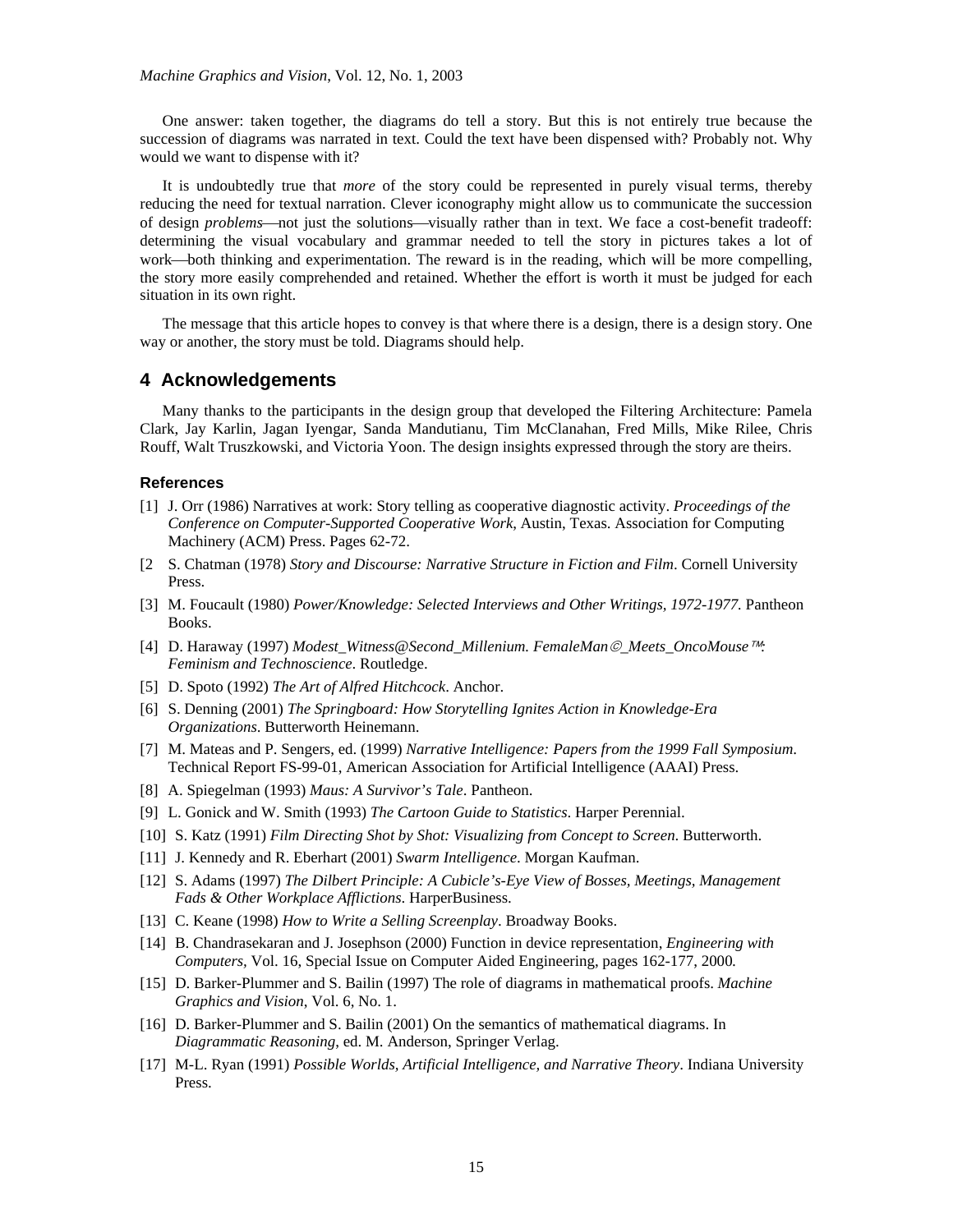One answer: taken together, the diagrams do tell a story. But this is not entirely true because the succession of diagrams was narrated in text. Could the text have been dispensed with? Probably not. Why would we want to dispense with it?

It is undoubtedly true that *more* of the story could be represented in purely visual terms, thereby reducing the need for textual narration. Clever iconography might allow us to communicate the succession of design *problems*—not just the solutions—visually rather than in text. We face a cost-benefit tradeoff: determining the visual vocabulary and grammar needed to tell the story in pictures takes a lot of work—both thinking and experimentation. The reward is in the reading, which will be more compelling, the story more easily comprehended and retained. Whether the effort is worth it must be judged for each situation in its own right.

The message that this article hopes to convey is that where there is a design, there is a design story. One way or another, the story must be told. Diagrams should help.

## 4 Acknowledgements

Many thanks to the participants in the design group that developed the Filtering Architecture: Pamela Clark, Jay Karlin, Jagan Iyengar, Sanda Mandutianu, Tim McClanahan, Fred Mills, Mike Rilee, Chris Rouff, Walt Truszkowski, and Victoria Yoon. The design insights expressed through the story are theirs.

### References

[1] J. Orr (1986) Narratives at work: Story telling as cooperative diagnostic activity. *Proceedings of the Conference on Computer-Supported Cooperative Work*, Austin, Texas. Association for Computing Machinery (ACM) Press. Pages 62-72.

[2 S. Chatman (1978) *Story and Discourse: Narrative Structure in Fiction and Film*. Cornell University Press.

[3] M. Foucault (1980) *Power/Knowledge: Selected Interviews and Other Writings, 1972-1977.* Pantheon Books.

[4] D. Haraway (1997) *Modest_Witness@Second_Millenium. FemaleMan©_Meets_OncoMouse™: Feminism and Technoscience*. Routledge.

[5] D. Spoto (1992) *The Art of Alfred Hitchcock*. Anchor.

[6] S. Denning (2001) *The Springboard: How Storytelling Ignites Action in Knowledge-Era Organizations*. Butterworth Heinemann.

[7] M. Mateas and P. Sengers, ed. (1999) *Narrative Intelligence: Papers from the 1999 Fall Symposium*. Technical Report FS-99-01, American Association for Artificial Intelligence (AAAI) Press.

[8] A. Spiegelman (1993) *Maus: A Survivor's Tale*. Pantheon.

[9] L. Gonick and W. Smith (1993) *The Cartoon Guide to Statistics*. Harper Perennial.

[10] S. Katz (1991) *Film Directing Shot by Shot: Visualizing from Concept to Screen*. Butterworth.

[11] J. Kennedy and R. Eberhart (2001) *Swarm Intelligence.* Morgan Kaufman.

[12] S. Adams (1997) *The Dilbert Principle: A Cubicle's-Eye View of Bosses, Meetings, Management Fads & Other Workplace Afflictions*. HarperBusiness.

[13] C. Keane (1998) *How to Write a Selling Screenplay*. Broadway Books.

[14] B. Chandrasekaran and J. Josephson (2000) Function in device representation, *Engineering with Computers*, Vol. 16, Special Issue on Computer Aided Engineering, pages 162-177, 2000*.*

[15] D. Barker-Plummer and S. Bailin (1997) The role of diagrams in mathematical proofs. *Machine Graphics and Vision*, Vol. 6, No. 1.

[16] D. Barker-Plummer and S. Bailin (2001) On the semantics of mathematical diagrams. In *Diagrammatic Reasoning*, ed. M. Anderson, Springer Verlag.

[17] M-L. Ryan (1991) *Possible Worlds, Artificial Intelligence, and Narrative Theory*. Indiana University Press.